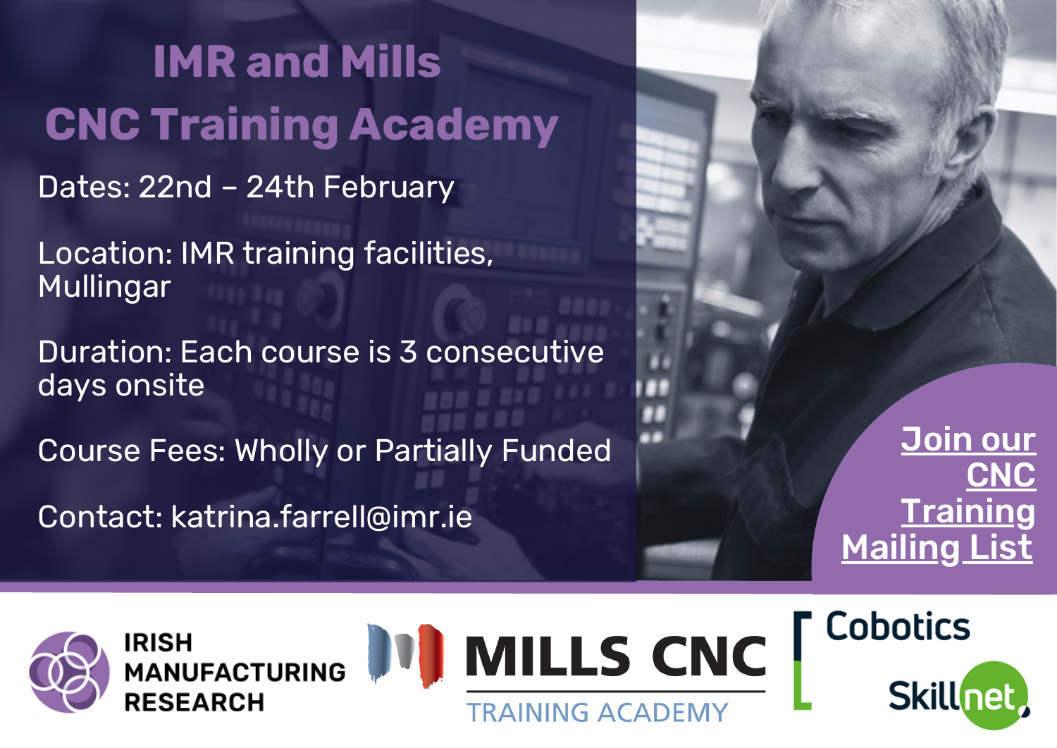# IMR and Mills CNC Training Academy

Dates: 22nd – 24th February

Location: IMR training facilities, Mullingar

Duration: Each course is 3 consecutive days onsite

Course Fees: Wholly or Partially Funded

Contact: katrina.farrell@imr.ie

**Join our CNC Training Mailing List**

IRISH MANUFACTURING RESEARCH

MILLS CNC TRAINING ACADEMY

Cobotics Skillnet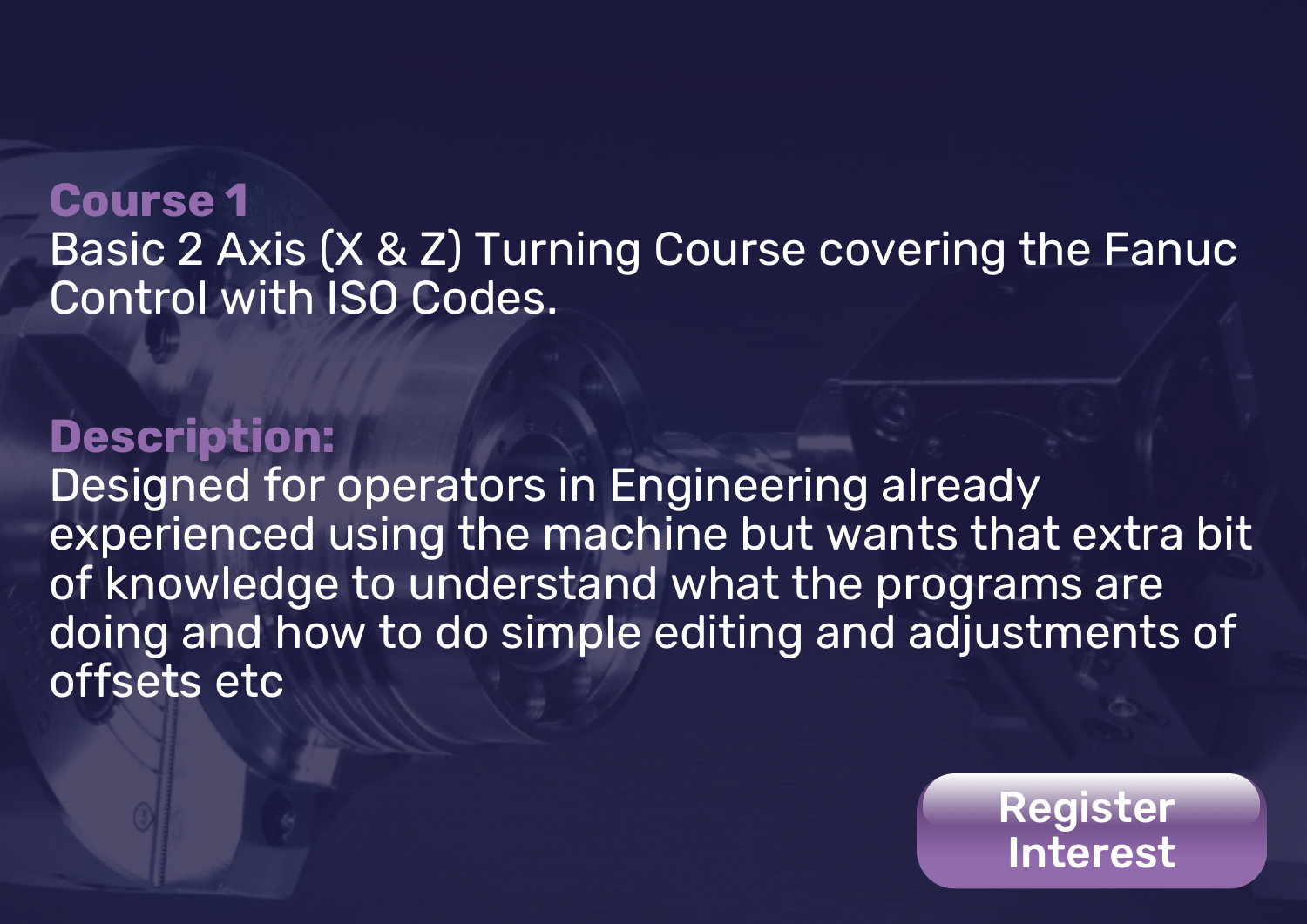**Course 1**

Basic 2 Axis (X & Z) Turning Course covering the Fanuc Control with ISO Codes.

**Description:**

Designed for operators in Engineering already experienced using the machine but wants that extra bit of knowledge to understand what the programs are doing and how to do simple editing and adjustments of offsets etc

Register Interest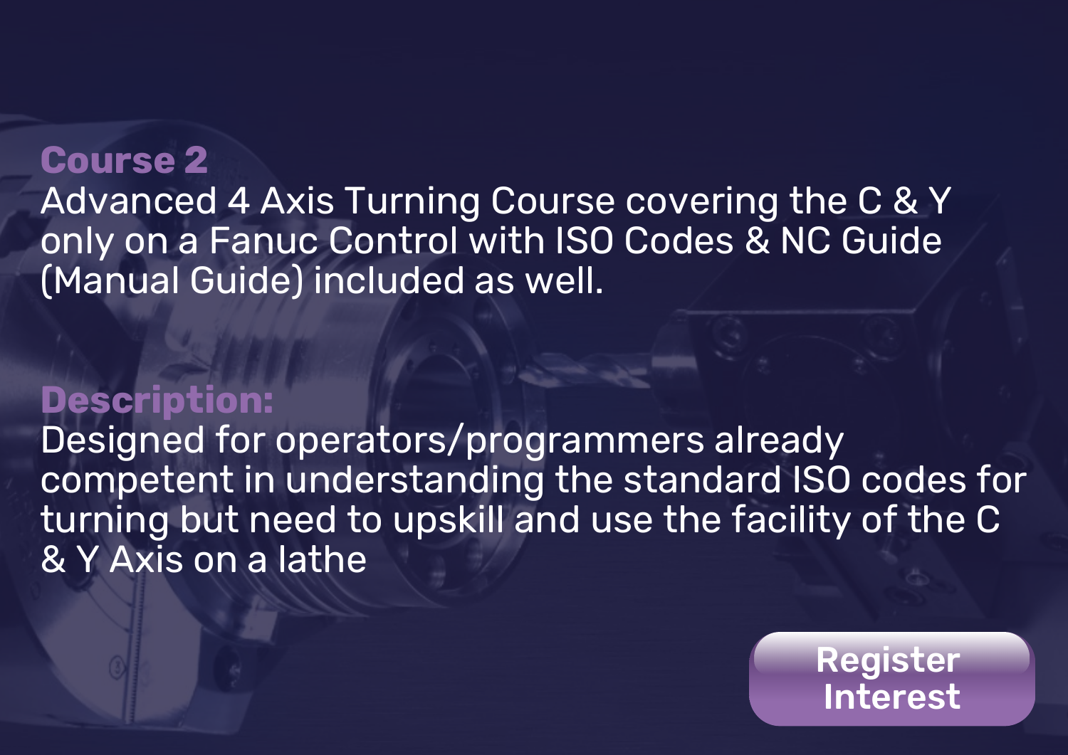## Course 2

Advanced 4 Axis Turning Course covering the C & Y only on a Fanuc Control with ISO Codes & NC Guide (Manual Guide) included as well.

## Description:

Designed for operators/programmers already competent in understanding the standard ISO codes for turning but need to upskill and use the facility of the C & Y Axis on a lathe

Register Interest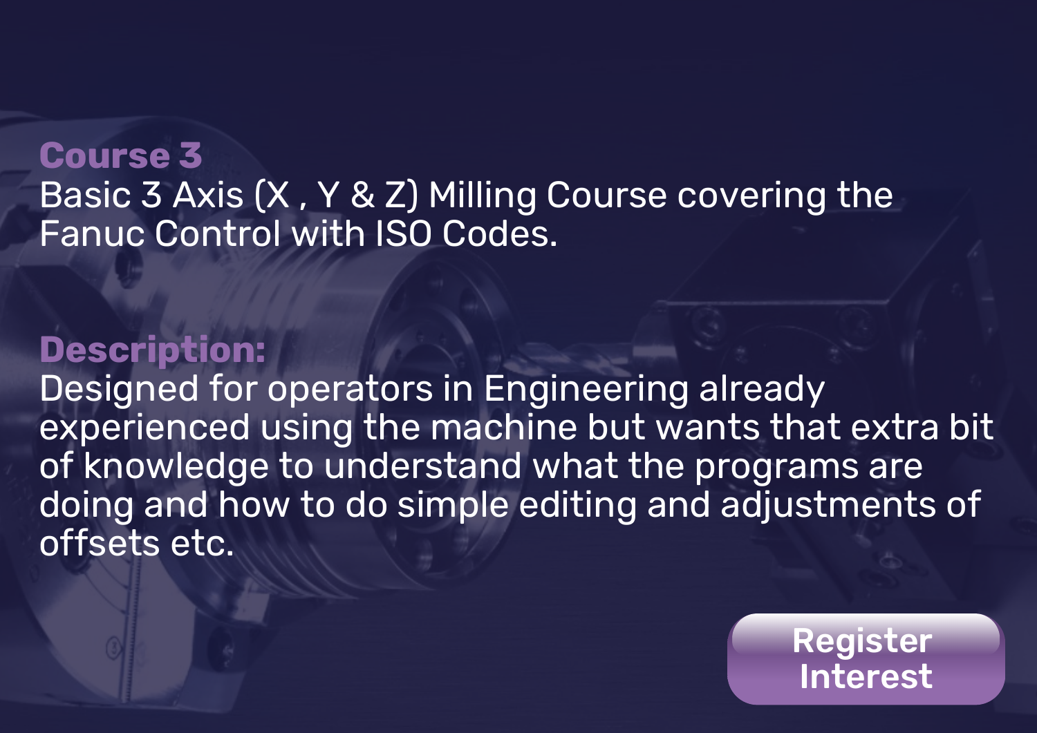## Course 3

Basic 3 Axis (X , Y & Z) Milling Course covering the Fanuc Control with ISO Codes.

## Description:

Designed for operators in Engineering already experienced using the machine but wants that extra bit of knowledge to understand what the programs are doing and how to do simple editing and adjustments of offsets etc.

Register Interest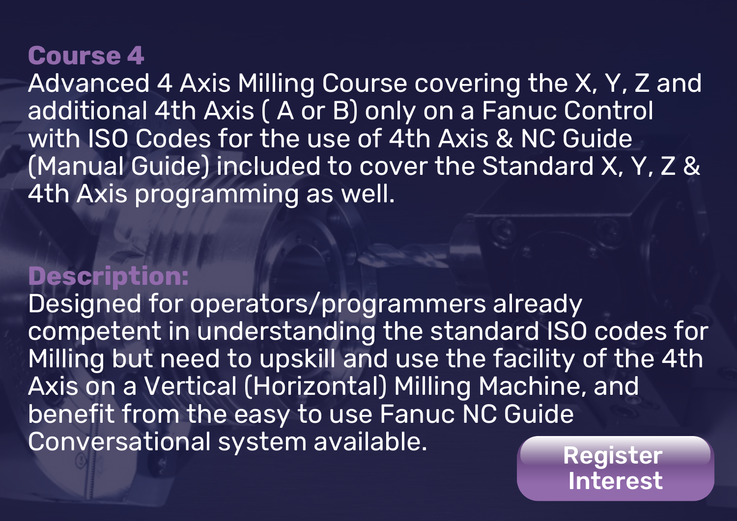## Course 4

Advanced 4 Axis Milling Course covering the X, Y, Z and additional 4th Axis ( A or B) only on a Fanuc Control with ISO Codes for the use of 4th Axis & NC Guide (Manual Guide) included to cover the Standard X, Y, Z & 4th Axis programming as well.

## Description:

Designed for operators/programmers already competent in understanding the standard ISO codes for Milling but need to upskill and use the facility of the 4th Axis on a Vertical (Horizontal) Milling Machine, and benefit from the easy to use Fanuc NC Guide Conversational system available.

Register Interest